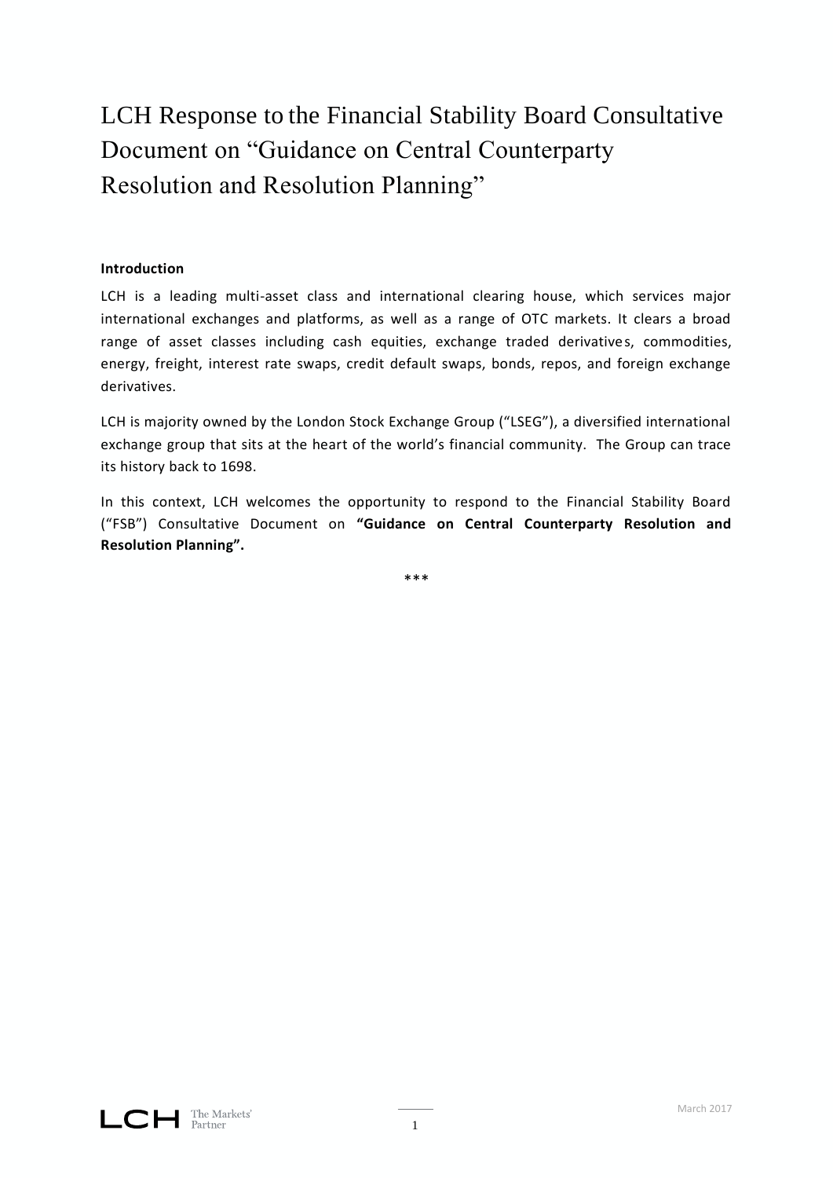# LCH Response to the Financial Stability Board Consultative Document on "Guidance on Central Counterparty Resolution and Resolution Planning"

**Introduction**

LCH is a leading multi-asset class and international clearing house, which services major international exchanges and platforms, as well as a range of OTC markets. It clears a broad range of asset classes including cash equities, exchange traded derivatives, commodities, energy, freight, interest rate swaps, credit default swaps, bonds, repos, and foreign exchange derivatives.

LCH is majority owned by the London Stock Exchange Group ("LSEG"), a diversified international exchange group that sits at the heart of the world's financial community. The Group can trace its history back to 1698.

In this context, LCH welcomes the opportunity to respond to the Financial Stability Board ("FSB") Consultative Document on **"Guidance on Central Counterparty Resolution and Resolution Planning".**

***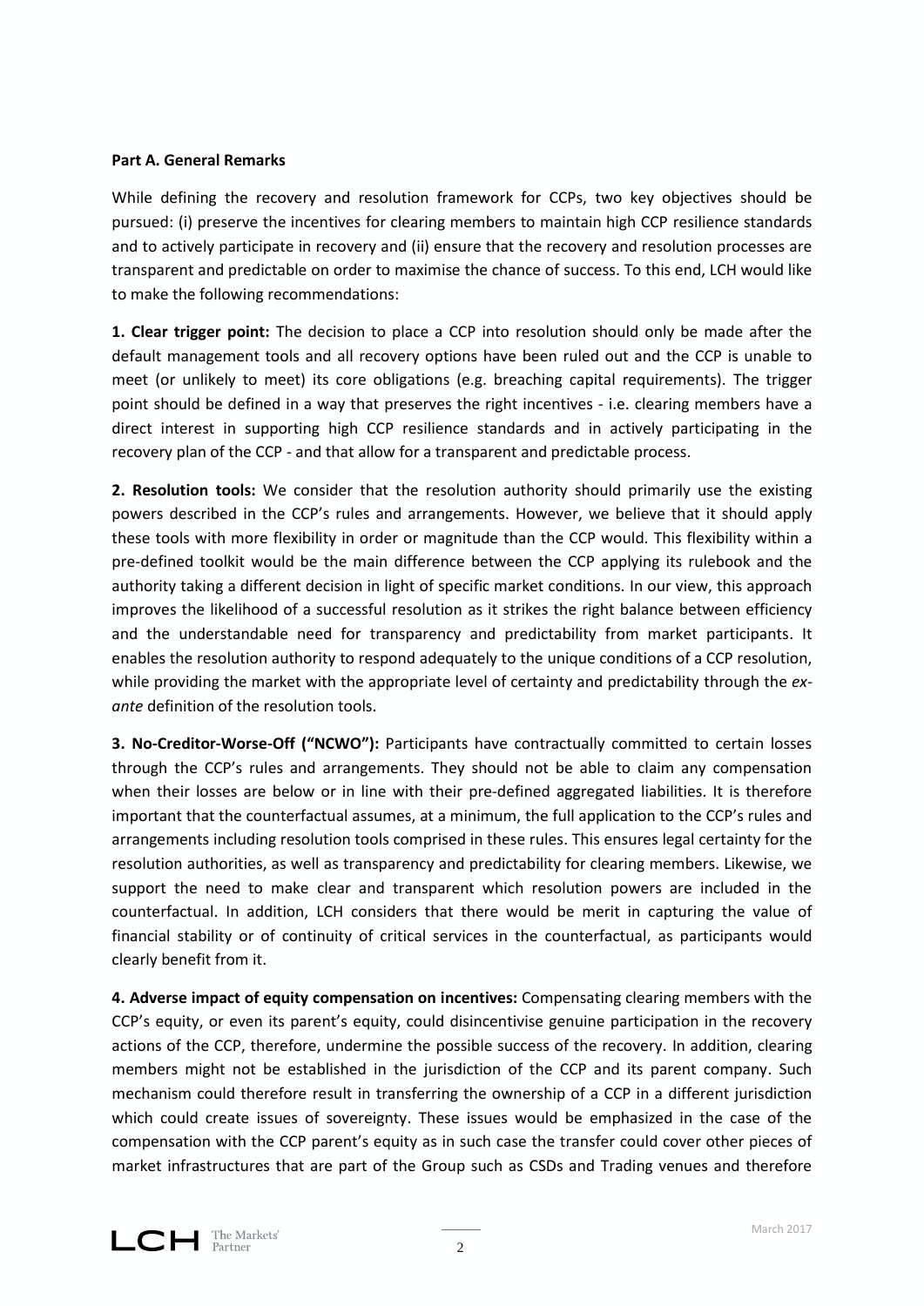**Part A. General Remarks**

While defining the recovery and resolution framework for CCPs, two key objectives should be pursued: (i) preserve the incentives for clearing members to maintain high CCP resilience standards and to actively participate in recovery and (ii) ensure that the recovery and resolution processes are transparent and predictable on order to maximise the chance of success. To this end, LCH would like to make the following recommendations:

**1. Clear trigger point:** The decision to place a CCP into resolution should only be made after the default management tools and all recovery options have been ruled out and the CCP is unable to meet (or unlikely to meet) its core obligations (e.g. breaching capital requirements). The trigger point should be defined in a way that preserves the right incentives - i.e. clearing members have a direct interest in supporting high CCP resilience standards and in actively participating in the recovery plan of the CCP - and that allow for a transparent and predictable process.

**2. Resolution tools:** We consider that the resolution authority should primarily use the existing powers described in the CCP's rules and arrangements. However, we believe that it should apply these tools with more flexibility in order or magnitude than the CCP would. This flexibility within a pre-defined toolkit would be the main difference between the CCP applying its rulebook and the authority taking a different decision in light of specific market conditions. In our view, this approach improves the likelihood of a successful resolution as it strikes the right balance between efficiency and the understandable need for transparency and predictability from market participants. It enables the resolution authority to respond adequately to the unique conditions of a CCP resolution, while providing the market with the appropriate level of certainty and predictability through the *ex-ante* definition of the resolution tools.

**3. No-Creditor-Worse-Off ("NCWO"):** Participants have contractually committed to certain losses through the CCP's rules and arrangements. They should not be able to claim any compensation when their losses are below or in line with their pre-defined aggregated liabilities. It is therefore important that the counterfactual assumes, at a minimum, the full application to the CCP's rules and arrangements including resolution tools comprised in these rules. This ensures legal certainty for the resolution authorities, as well as transparency and predictability for clearing members. Likewise, we support the need to make clear and transparent which resolution powers are included in the counterfactual. In addition, LCH considers that there would be merit in capturing the value of financial stability or of continuity of critical services in the counterfactual, as participants would clearly benefit from it.

**4. Adverse impact of equity compensation on incentives:** Compensating clearing members with the CCP's equity, or even its parent's equity, could disincentivise genuine participation in the recovery actions of the CCP, therefore, undermine the possible success of the recovery. In addition, clearing members might not be established in the jurisdiction of the CCP and its parent company. Such mechanism could therefore result in transferring the ownership of a CCP in a different jurisdiction which could create issues of sovereignty. These issues would be emphasized in the case of the compensation with the CCP parent's equity as in such case the transfer could cover other pieces of market infrastructures that are part of the Group such as CSDs and Trading venues and therefore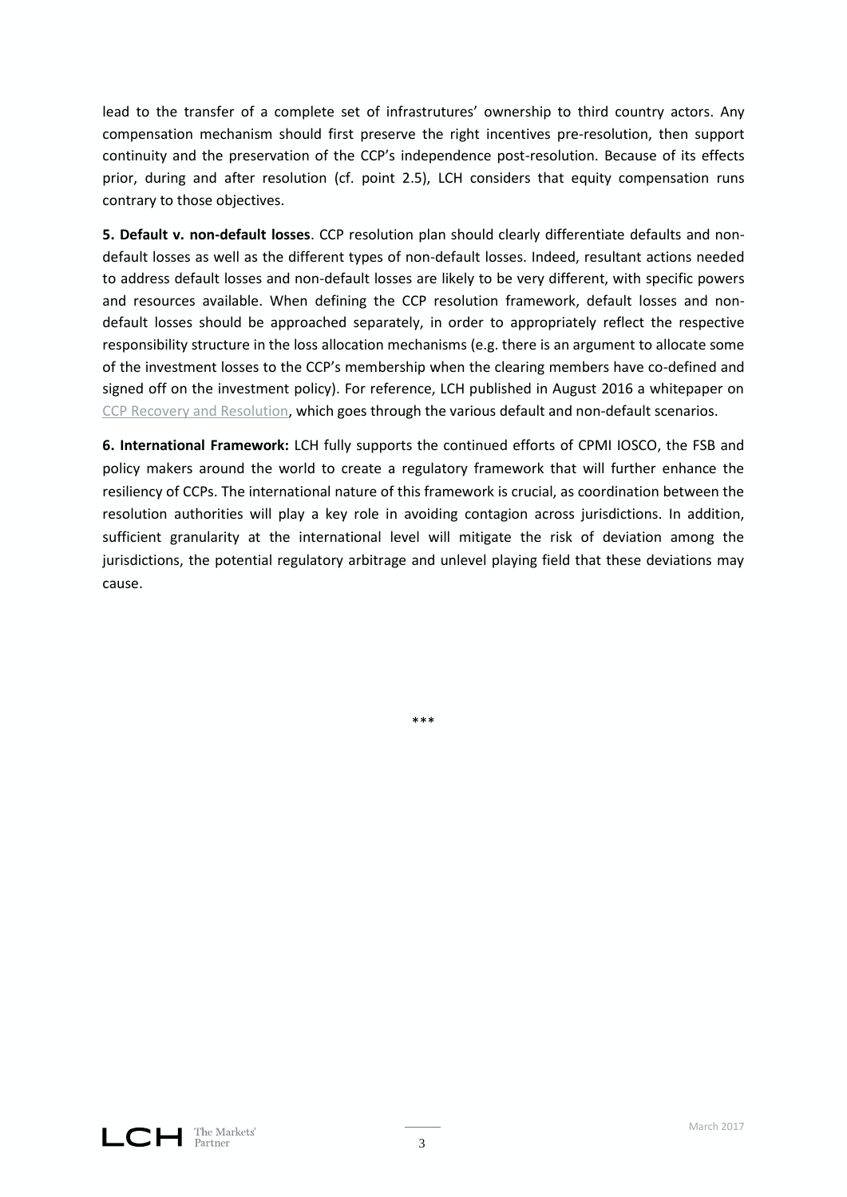lead to the transfer of a complete set of infrastrutures' ownership to third country actors. Any compensation mechanism should first preserve the right incentives pre-resolution, then support continuity and the preservation of the CCP's independence post-resolution. Because of its effects prior, during and after resolution (cf. point 2.5), LCH considers that equity compensation runs contrary to those objectives.

**5. Default v. non-default losses**. CCP resolution plan should clearly differentiate defaults and non-default losses as well as the different types of non-default losses. Indeed, resultant actions needed to address default losses and non-default losses are likely to be very different, with specific powers and resources available. When defining the CCP resolution framework, default losses and non-default losses should be approached separately, in order to appropriately reflect the respective responsibility structure in the loss allocation mechanisms (e.g. there is an argument to allocate some of the investment losses to the CCP's membership when the clearing members have co-defined and signed off on the investment policy). For reference, LCH published in August 2016 a whitepaper on CCP Recovery and Resolution, which goes through the various default and non-default scenarios.

**6. International Framework:** LCH fully supports the continued efforts of CPMI IOSCO, the FSB and policy makers around the world to create a regulatory framework that will further enhance the resiliency of CCPs. The international nature of this framework is crucial, as coordination between the resolution authorities will play a key role in avoiding contagion across jurisdictions. In addition, sufficient granularity at the international level will mitigate the risk of deviation among the jurisdictions, the potential regulatory arbitrage and unlevel playing field that these deviations may cause.

\*\*\*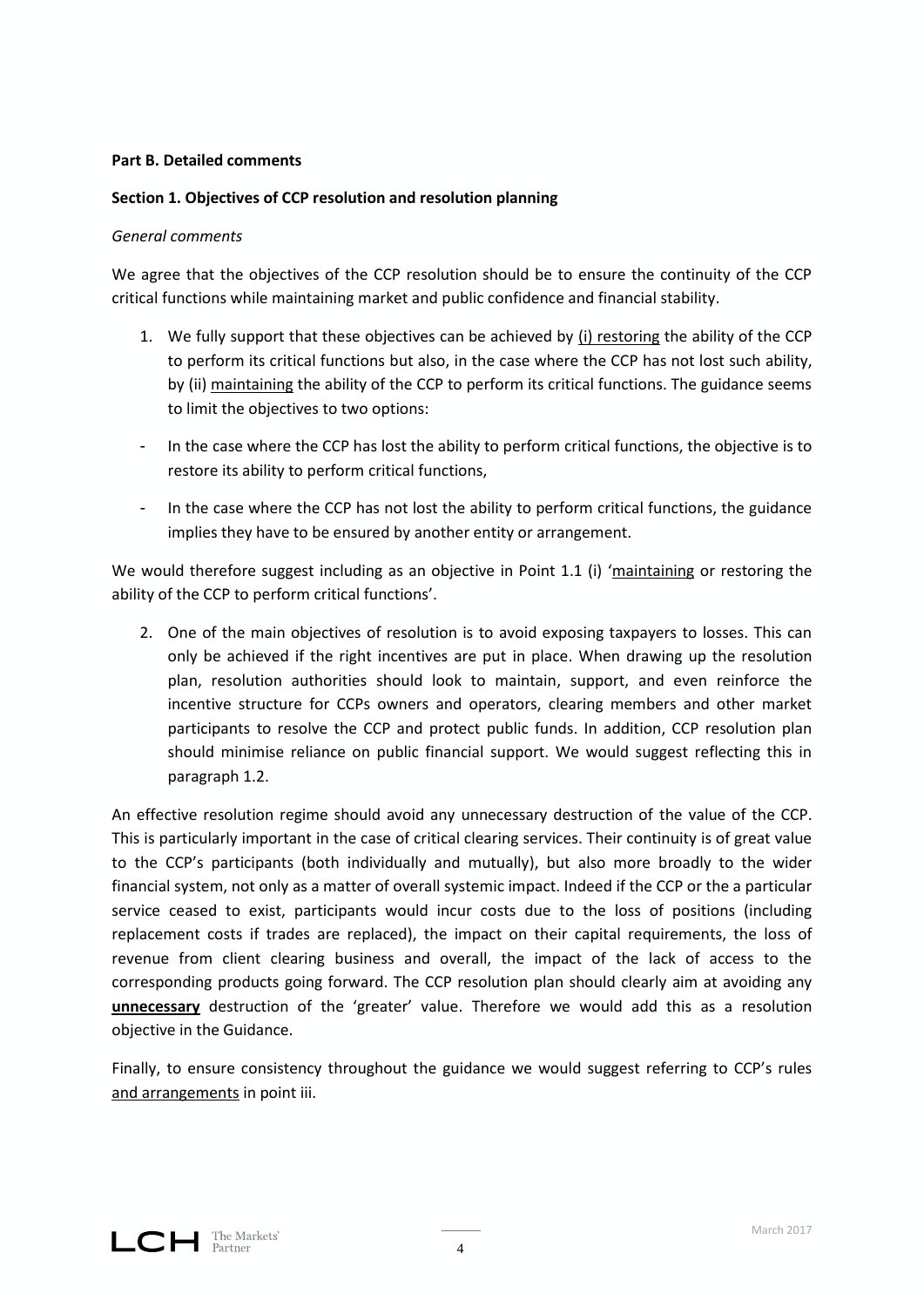**Part B. Detailed comments**

**Section 1. Objectives of CCP resolution and resolution planning**

*General comments*

We agree that the objectives of the CCP resolution should be to ensure the continuity of the CCP critical functions while maintaining market and public confidence and financial stability.

1. We fully support that these objectives can be achieved by <u>(i) restoring</u> the ability of the CCP to perform its critical functions but also, in the case where the CCP has not lost such ability, by (ii) <u>maintaining</u> the ability of the CCP to perform its critical functions. The guidance seems to limit the objectives to two options:

- In the case where the CCP has lost the ability to perform critical functions, the objective is to restore its ability to perform critical functions,
- In the case where the CCP has not lost the ability to perform critical functions, the guidance implies they have to be ensured by another entity or arrangement.

We would therefore suggest including as an objective in Point 1.1 (i) '<u>maintaining</u> or restoring the ability of the CCP to perform critical functions'.

2. One of the main objectives of resolution is to avoid exposing taxpayers to losses. This can only be achieved if the right incentives are put in place. When drawing up the resolution plan, resolution authorities should look to maintain, support, and even reinforce the incentive structure for CCPs owners and operators, clearing members and other market participants to resolve the CCP and protect public funds. In addition, CCP resolution plan should minimise reliance on public financial support. We would suggest reflecting this in paragraph 1.2.

An effective resolution regime should avoid any unnecessary destruction of the value of the CCP. This is particularly important in the case of critical clearing services. Their continuity is of great value to the CCP's participants (both individually and mutually), but also more broadly to the wider financial system, not only as a matter of overall systemic impact. Indeed if the CCP or the a particular service ceased to exist, participants would incur costs due to the loss of positions (including replacement costs if trades are replaced), the impact on their capital requirements, the loss of revenue from client clearing business and overall, the impact of the lack of access to the corresponding products going forward. The CCP resolution plan should clearly aim at avoiding any <u>**unnecessary**</u> destruction of the 'greater' value. Therefore we would add this as a resolution objective in the Guidance.

Finally, to ensure consistency throughout the guidance we would suggest referring to CCP's rules <u>and arrangements</u> in point iii.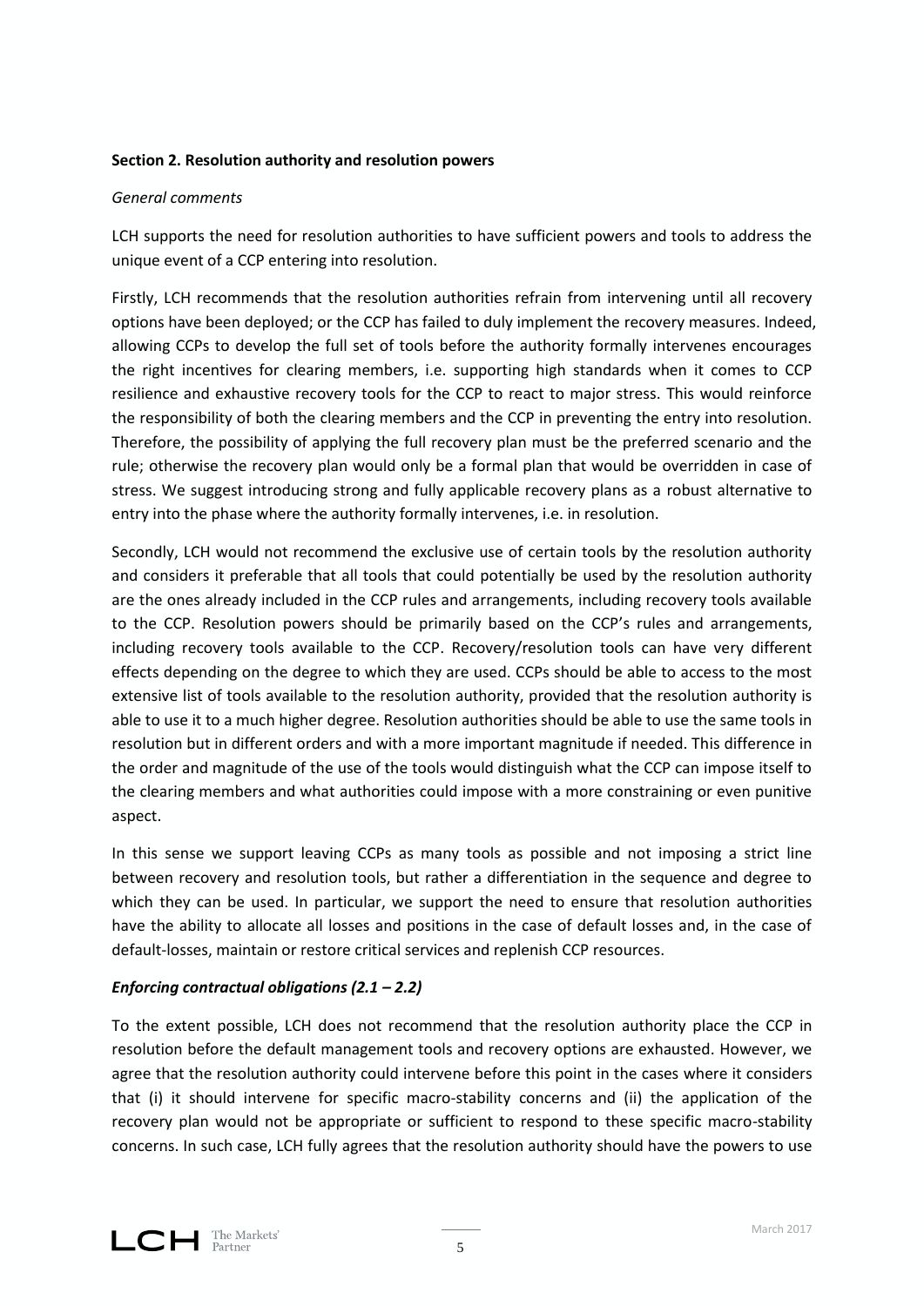**Section 2. Resolution authority and resolution powers**

*General comments*

LCH supports the need for resolution authorities to have sufficient powers and tools to address the unique event of a CCP entering into resolution.

Firstly, LCH recommends that the resolution authorities refrain from intervening until all recovery options have been deployed; or the CCP has failed to duly implement the recovery measures. Indeed, allowing CCPs to develop the full set of tools before the authority formally intervenes encourages the right incentives for clearing members, i.e. supporting high standards when it comes to CCP resilience and exhaustive recovery tools for the CCP to react to major stress. This would reinforce the responsibility of both the clearing members and the CCP in preventing the entry into resolution. Therefore, the possibility of applying the full recovery plan must be the preferred scenario and the rule; otherwise the recovery plan would only be a formal plan that would be overridden in case of stress. We suggest introducing strong and fully applicable recovery plans as a robust alternative to entry into the phase where the authority formally intervenes, i.e. in resolution.

Secondly, LCH would not recommend the exclusive use of certain tools by the resolution authority and considers it preferable that all tools that could potentially be used by the resolution authority are the ones already included in the CCP rules and arrangements, including recovery tools available to the CCP. Resolution powers should be primarily based on the CCP's rules and arrangements, including recovery tools available to the CCP. Recovery/resolution tools can have very different effects depending on the degree to which they are used. CCPs should be able to access to the most extensive list of tools available to the resolution authority, provided that the resolution authority is able to use it to a much higher degree. Resolution authorities should be able to use the same tools in resolution but in different orders and with a more important magnitude if needed. This difference in the order and magnitude of the use of the tools would distinguish what the CCP can impose itself to the clearing members and what authorities could impose with a more constraining or even punitive aspect.

In this sense we support leaving CCPs as many tools as possible and not imposing a strict line between recovery and resolution tools, but rather a differentiation in the sequence and degree to which they can be used. In particular, we support the need to ensure that resolution authorities have the ability to allocate all losses and positions in the case of default losses and, in the case of default-losses, maintain or restore critical services and replenish CCP resources.

***Enforcing contractual obligations (2.1 – 2.2)***

To the extent possible, LCH does not recommend that the resolution authority place the CCP in resolution before the default management tools and recovery options are exhausted. However, we agree that the resolution authority could intervene before this point in the cases where it considers that (i) it should intervene for specific macro-stability concerns and (ii) the application of the recovery plan would not be appropriate or sufficient to respond to these specific macro-stability concerns. In such case, LCH fully agrees that the resolution authority should have the powers to use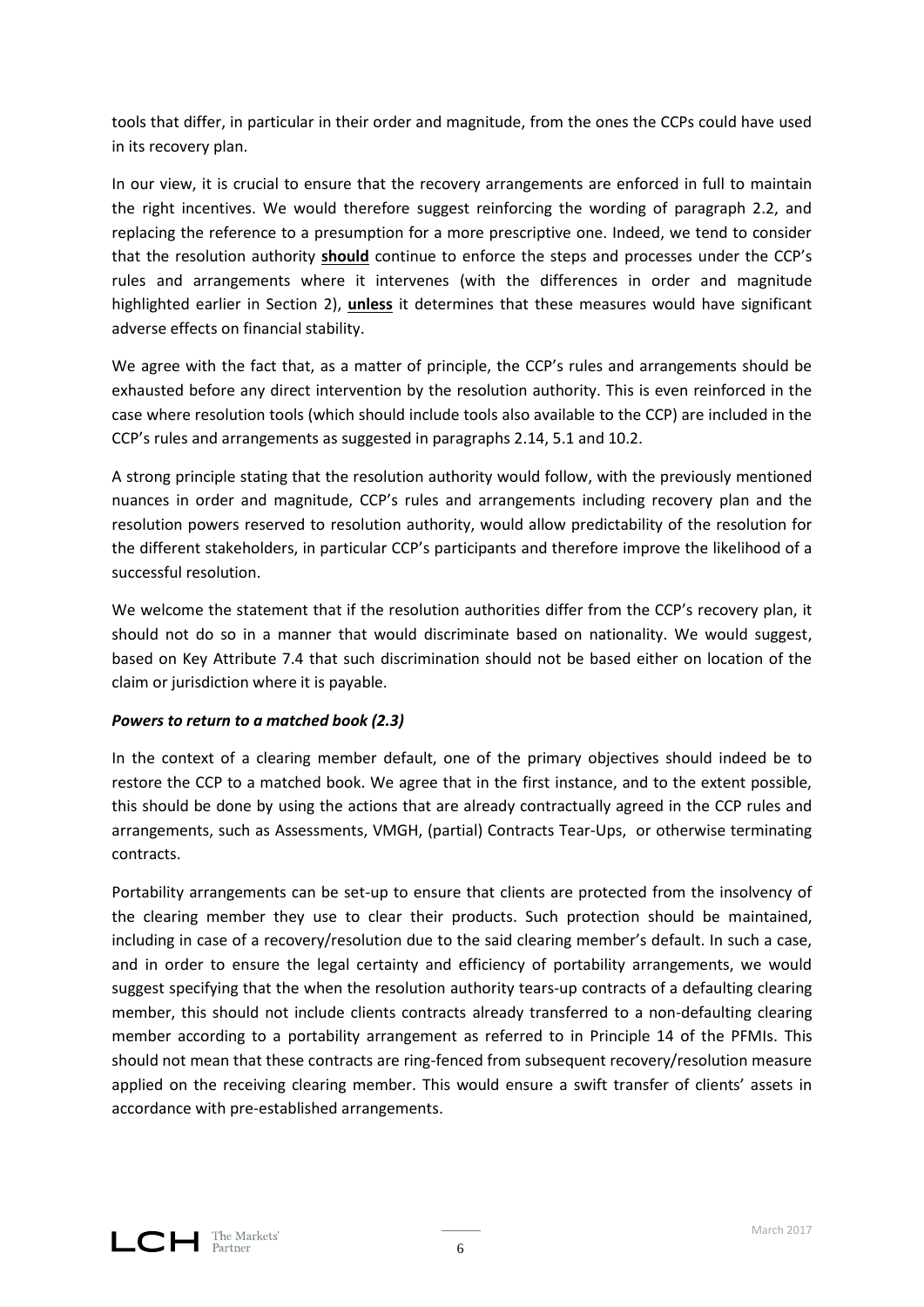tools that differ, in particular in their order and magnitude, from the ones the CCPs could have used in its recovery plan.

In our view, it is crucial to ensure that the recovery arrangements are enforced in full to maintain the right incentives. We would therefore suggest reinforcing the wording of paragraph 2.2, and replacing the reference to a presumption for a more prescriptive one. Indeed, we tend to consider that the resolution authority **should** continue to enforce the steps and processes under the CCP's rules and arrangements where it intervenes (with the differences in order and magnitude highlighted earlier in Section 2), **unless** it determines that these measures would have significant adverse effects on financial stability.

We agree with the fact that, as a matter of principle, the CCP's rules and arrangements should be exhausted before any direct intervention by the resolution authority. This is even reinforced in the case where resolution tools (which should include tools also available to the CCP) are included in the CCP's rules and arrangements as suggested in paragraphs 2.14, 5.1 and 10.2.

A strong principle stating that the resolution authority would follow, with the previously mentioned nuances in order and magnitude, CCP's rules and arrangements including recovery plan and the resolution powers reserved to resolution authority, would allow predictability of the resolution for the different stakeholders, in particular CCP's participants and therefore improve the likelihood of a successful resolution.

We welcome the statement that if the resolution authorities differ from the CCP's recovery plan, it should not do so in a manner that would discriminate based on nationality. We would suggest, based on Key Attribute 7.4 that such discrimination should not be based either on location of the claim or jurisdiction where it is payable.

***Powers to return to a matched book (2.3)***

In the context of a clearing member default, one of the primary objectives should indeed be to restore the CCP to a matched book. We agree that in the first instance, and to the extent possible, this should be done by using the actions that are already contractually agreed in the CCP rules and arrangements, such as Assessments, VMGH, (partial) Contracts Tear-Ups, or otherwise terminating contracts.

Portability arrangements can be set-up to ensure that clients are protected from the insolvency of the clearing member they use to clear their products. Such protection should be maintained, including in case of a recovery/resolution due to the said clearing member's default. In such a case, and in order to ensure the legal certainty and efficiency of portability arrangements, we would suggest specifying that the when the resolution authority tears-up contracts of a defaulting clearing member, this should not include clients contracts already transferred to a non-defaulting clearing member according to a portability arrangement as referred to in Principle 14 of the PFMIs. This should not mean that these contracts are ring-fenced from subsequent recovery/resolution measure applied on the receiving clearing member. This would ensure a swift transfer of clients' assets in accordance with pre-established arrangements.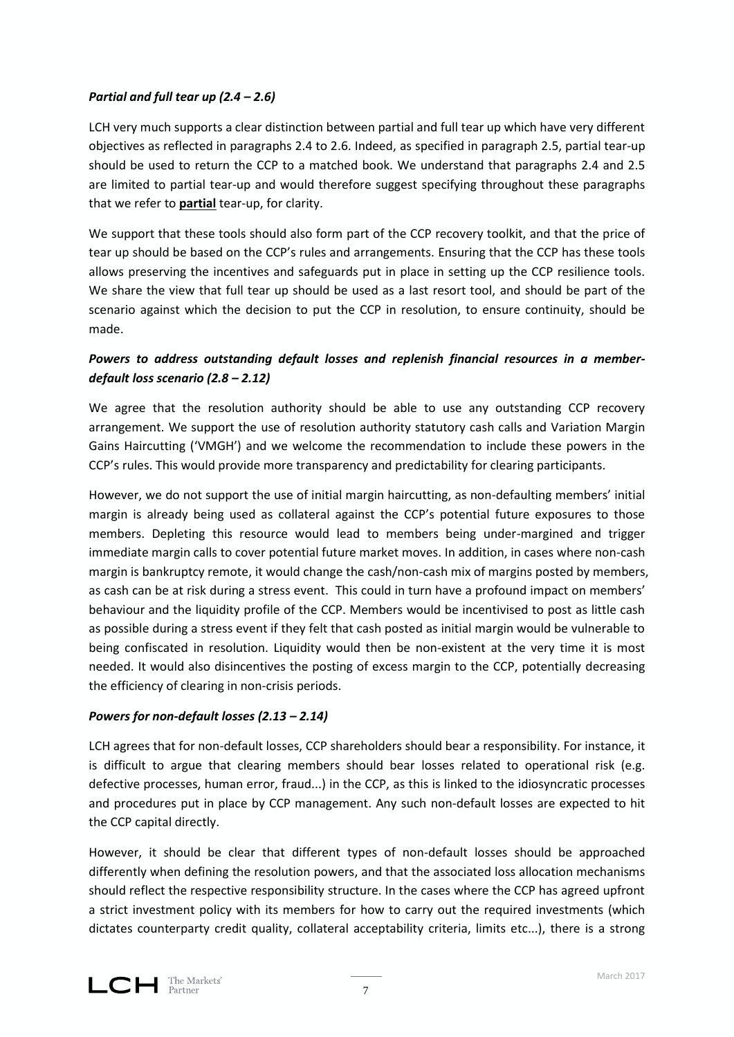***Partial and full tear up (2.4 – 2.6)***

LCH very much supports a clear distinction between partial and full tear up which have very different objectives as reflected in paragraphs 2.4 to 2.6. Indeed, as specified in paragraph 2.5, partial tear-up should be used to return the CCP to a matched book. We understand that paragraphs 2.4 and 2.5 are limited to partial tear-up and would therefore suggest specifying throughout these paragraphs that we refer to **partial** tear-up, for clarity.

We support that these tools should also form part of the CCP recovery toolkit, and that the price of tear up should be based on the CCP's rules and arrangements. Ensuring that the CCP has these tools allows preserving the incentives and safeguards put in place in setting up the CCP resilience tools. We share the view that full tear up should be used as a last resort tool, and should be part of the scenario against which the decision to put the CCP in resolution, to ensure continuity, should be made.

***Powers to address outstanding default losses and replenish financial resources in a member-default loss scenario (2.8 – 2.12)***

We agree that the resolution authority should be able to use any outstanding CCP recovery arrangement. We support the use of resolution authority statutory cash calls and Variation Margin Gains Haircutting ('VMGH') and we welcome the recommendation to include these powers in the CCP's rules. This would provide more transparency and predictability for clearing participants.

However, we do not support the use of initial margin haircutting, as non-defaulting members' initial margin is already being used as collateral against the CCP's potential future exposures to those members. Depleting this resource would lead to members being under-margined and trigger immediate margin calls to cover potential future market moves. In addition, in cases where non-cash margin is bankruptcy remote, it would change the cash/non-cash mix of margins posted by members, as cash can be at risk during a stress event. This could in turn have a profound impact on members' behaviour and the liquidity profile of the CCP. Members would be incentivised to post as little cash as possible during a stress event if they felt that cash posted as initial margin would be vulnerable to being confiscated in resolution. Liquidity would then be non-existent at the very time it is most needed. It would also disincentives the posting of excess margin to the CCP, potentially decreasing the efficiency of clearing in non-crisis periods.

***Powers for non-default losses (2.13 – 2.14)***

LCH agrees that for non-default losses, CCP shareholders should bear a responsibility. For instance, it is difficult to argue that clearing members should bear losses related to operational risk (e.g. defective processes, human error, fraud...) in the CCP, as this is linked to the idiosyncratic processes and procedures put in place by CCP management. Any such non-default losses are expected to hit the CCP capital directly.

However, it should be clear that different types of non-default losses should be approached differently when defining the resolution powers, and that the associated loss allocation mechanisms should reflect the respective responsibility structure. In the cases where the CCP has agreed upfront a strict investment policy with its members for how to carry out the required investments (which dictates counterparty credit quality, collateral acceptability criteria, limits etc...), there is a strong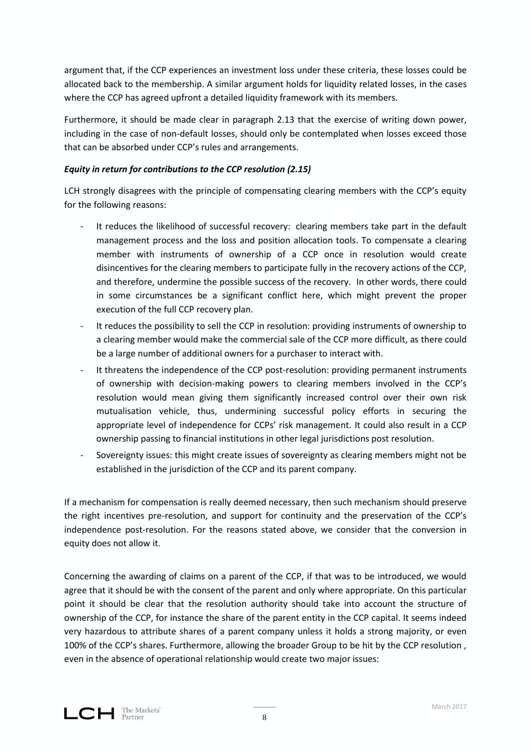argument that, if the CCP experiences an investment loss under these criteria, these losses could be allocated back to the membership. A similar argument holds for liquidity related losses, in the cases where the CCP has agreed upfront a detailed liquidity framework with its members.

Furthermore, it should be made clear in paragraph 2.13 that the exercise of writing down power, including in the case of non-default losses, should only be contemplated when losses exceed those that can be absorbed under CCP's rules and arrangements.

***Equity in return for contributions to the CCP resolution (2.15)***

LCH strongly disagrees with the principle of compensating clearing members with the CCP's equity for the following reasons:

- It reduces the likelihood of successful recovery: clearing members take part in the default management process and the loss and position allocation tools. To compensate a clearing member with instruments of ownership of a CCP once in resolution would create disincentives for the clearing members to participate fully in the recovery actions of the CCP, and therefore, undermine the possible success of the recovery. In other words, there could in some circumstances be a significant conflict here, which might prevent the proper execution of the full CCP recovery plan.
- It reduces the possibility to sell the CCP in resolution: providing instruments of ownership to a clearing member would make the commercial sale of the CCP more difficult, as there could be a large number of additional owners for a purchaser to interact with.
- It threatens the independence of the CCP post-resolution: providing permanent instruments of ownership with decision-making powers to clearing members involved in the CCP's resolution would mean giving them significantly increased control over their own risk mutualisation vehicle, thus, undermining successful policy efforts in securing the appropriate level of independence for CCPs' risk management. It could also result in a CCP ownership passing to financial institutions in other legal jurisdictions post resolution.
- Sovereignty issues: this might create issues of sovereignty as clearing members might not be established in the jurisdiction of the CCP and its parent company.

If a mechanism for compensation is really deemed necessary, then such mechanism should preserve the right incentives pre-resolution, and support for continuity and the preservation of the CCP's independence post-resolution. For the reasons stated above, we consider that the conversion in equity does not allow it.

Concerning the awarding of claims on a parent of the CCP, if that was to be introduced, we would agree that it should be with the consent of the parent and only where appropriate. On this particular point it should be clear that the resolution authority should take into account the structure of ownership of the CCP, for instance the share of the parent entity in the CCP capital. It seems indeed very hazardous to attribute shares of a parent company unless it holds a strong majority, or even 100% of the CCP's shares. Furthermore, allowing the broader Group to be hit by the CCP resolution , even in the absence of operational relationship would create two major issues: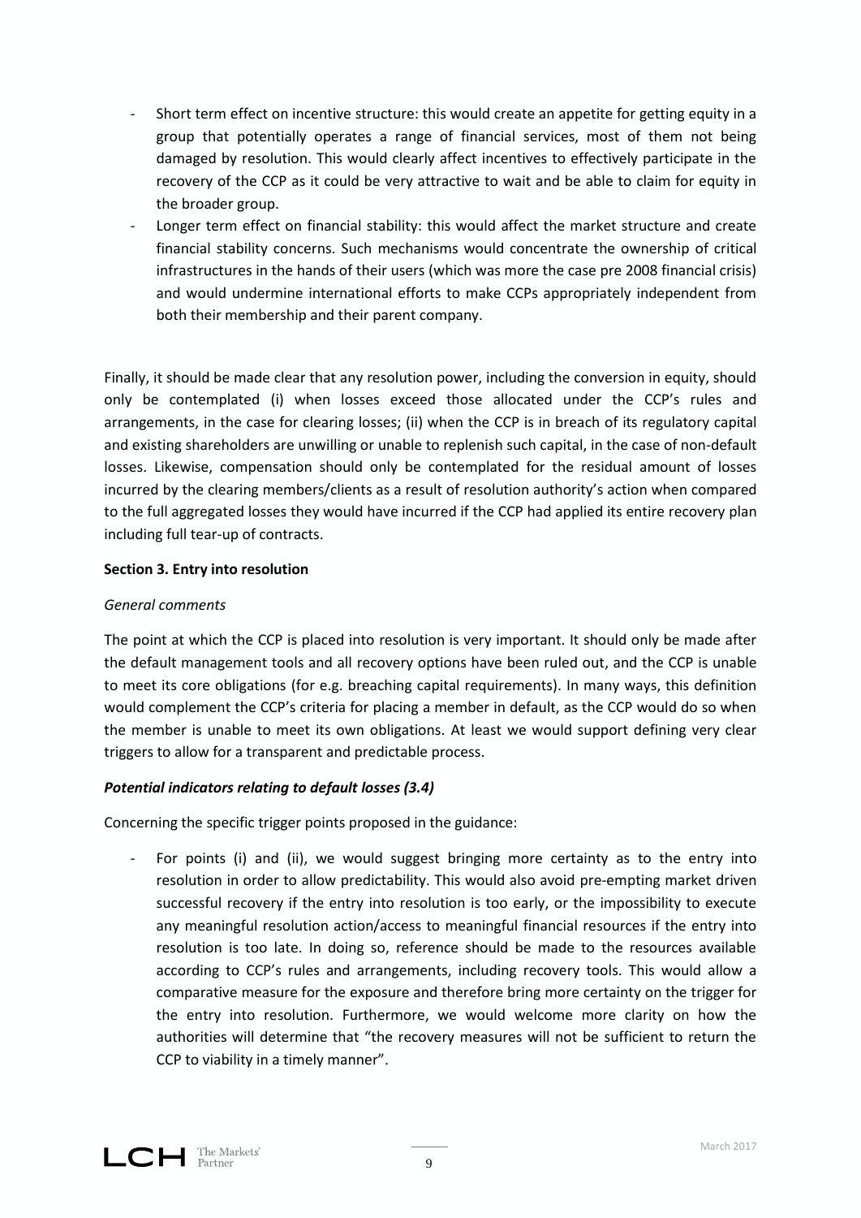- Short term effect on incentive structure: this would create an appetite for getting equity in a group that potentially operates a range of financial services, most of them not being damaged by resolution. This would clearly affect incentives to effectively participate in the recovery of the CCP as it could be very attractive to wait and be able to claim for equity in the broader group.
- Longer term effect on financial stability: this would affect the market structure and create financial stability concerns. Such mechanisms would concentrate the ownership of critical infrastructures in the hands of their users (which was more the case pre 2008 financial crisis) and would undermine international efforts to make CCPs appropriately independent from both their membership and their parent company.

Finally, it should be made clear that any resolution power, including the conversion in equity, should only be contemplated (i) when losses exceed those allocated under the CCP's rules and arrangements, in the case for clearing losses; (ii) when the CCP is in breach of its regulatory capital and existing shareholders are unwilling or unable to replenish such capital, in the case of non-default losses. Likewise, compensation should only be contemplated for the residual amount of losses incurred by the clearing members/clients as a result of resolution authority's action when compared to the full aggregated losses they would have incurred if the CCP had applied its entire recovery plan including full tear-up of contracts.

**Section 3. Entry into resolution**

*General comments*

The point at which the CCP is placed into resolution is very important. It should only be made after the default management tools and all recovery options have been ruled out, and the CCP is unable to meet its core obligations (for e.g. breaching capital requirements). In many ways, this definition would complement the CCP's criteria for placing a member in default, as the CCP would do so when the member is unable to meet its own obligations. At least we would support defining very clear triggers to allow for a transparent and predictable process.

***Potential indicators relating to default losses (3.4)***

Concerning the specific trigger points proposed in the guidance:

- For points (i) and (ii), we would suggest bringing more certainty as to the entry into resolution in order to allow predictability. This would also avoid pre-empting market driven successful recovery if the entry into resolution is too early, or the impossibility to execute any meaningful resolution action/access to meaningful financial resources if the entry into resolution is too late. In doing so, reference should be made to the resources available according to CCP's rules and arrangements, including recovery tools. This would allow a comparative measure for the exposure and therefore bring more certainty on the trigger for the entry into resolution. Furthermore, we would welcome more clarity on how the authorities will determine that "the recovery measures will not be sufficient to return the CCP to viability in a timely manner".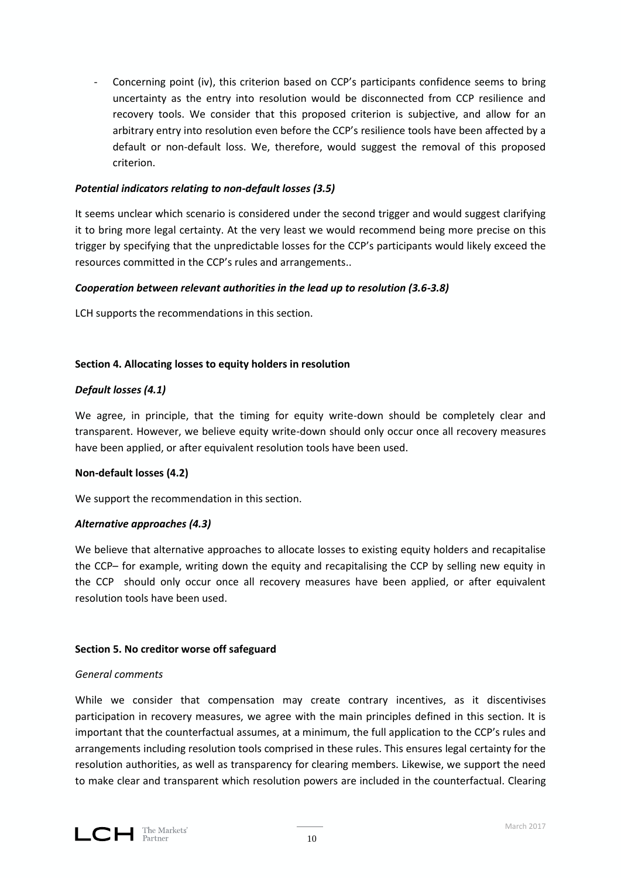- Concerning point (iv), this criterion based on CCP's participants confidence seems to bring uncertainty as the entry into resolution would be disconnected from CCP resilience and recovery tools. We consider that this proposed criterion is subjective, and allow for an arbitrary entry into resolution even before the CCP's resilience tools have been affected by a default or non-default loss. We, therefore, would suggest the removal of this proposed criterion.

***Potential indicators relating to non-default losses (3.5)***

It seems unclear which scenario is considered under the second trigger and would suggest clarifying it to bring more legal certainty. At the very least we would recommend being more precise on this trigger by specifying that the unpredictable losses for the CCP's participants would likely exceed the resources committed in the CCP's rules and arrangements..

***Cooperation between relevant authorities in the lead up to resolution (3.6-3.8)***

LCH supports the recommendations in this section.

**Section 4. Allocating losses to equity holders in resolution**

***Default losses (4.1)***

We agree, in principle, that the timing for equity write-down should be completely clear and transparent. However, we believe equity write-down should only occur once all recovery measures have been applied, or after equivalent resolution tools have been used.

**Non-default losses (4.2)**

We support the recommendation in this section.

***Alternative approaches (4.3)***

We believe that alternative approaches to allocate losses to existing equity holders and recapitalise the CCP– for example, writing down the equity and recapitalising the CCP by selling new equity in the CCP should only occur once all recovery measures have been applied, or after equivalent resolution tools have been used.

**Section 5. No creditor worse off safeguard**

*General comments*

While we consider that compensation may create contrary incentives, as it discentivises participation in recovery measures, we agree with the main principles defined in this section. It is important that the counterfactual assumes, at a minimum, the full application to the CCP's rules and arrangements including resolution tools comprised in these rules. This ensures legal certainty for the resolution authorities, as well as transparency for clearing members. Likewise, we support the need to make clear and transparent which resolution powers are included in the counterfactual. Clearing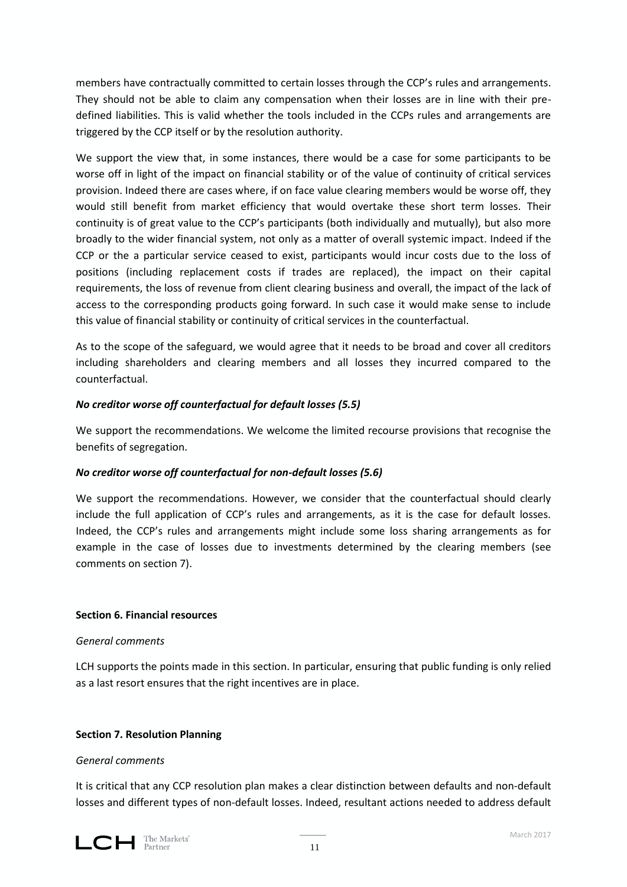members have contractually committed to certain losses through the CCP's rules and arrangements. They should not be able to claim any compensation when their losses are in line with their pre-defined liabilities. This is valid whether the tools included in the CCPs rules and arrangements are triggered by the CCP itself or by the resolution authority.

We support the view that, in some instances, there would be a case for some participants to be worse off in light of the impact on financial stability or of the value of continuity of critical services provision. Indeed there are cases where, if on face value clearing members would be worse off, they would still benefit from market efficiency that would overtake these short term losses. Their continuity is of great value to the CCP's participants (both individually and mutually), but also more broadly to the wider financial system, not only as a matter of overall systemic impact. Indeed if the CCP or the a particular service ceased to exist, participants would incur costs due to the loss of positions (including replacement costs if trades are replaced), the impact on their capital requirements, the loss of revenue from client clearing business and overall, the impact of the lack of access to the corresponding products going forward. In such case it would make sense to include this value of financial stability or continuity of critical services in the counterfactual.

As to the scope of the safeguard, we would agree that it needs to be broad and cover all creditors including shareholders and clearing members and all losses they incurred compared to the counterfactual.

***No creditor worse off counterfactual for default losses (5.5)***

We support the recommendations. We welcome the limited recourse provisions that recognise the benefits of segregation.

***No creditor worse off counterfactual for non-default losses (5.6)***

We support the recommendations. However, we consider that the counterfactual should clearly include the full application of CCP's rules and arrangements, as it is the case for default losses. Indeed, the CCP's rules and arrangements might include some loss sharing arrangements as for example in the case of losses due to investments determined by the clearing members (see comments on section 7).

**Section 6. Financial resources**

*General comments*

LCH supports the points made in this section. In particular, ensuring that public funding is only relied as a last resort ensures that the right incentives are in place.

**Section 7. Resolution Planning**

*General comments*

It is critical that any CCP resolution plan makes a clear distinction between defaults and non-default losses and different types of non-default losses. Indeed, resultant actions needed to address default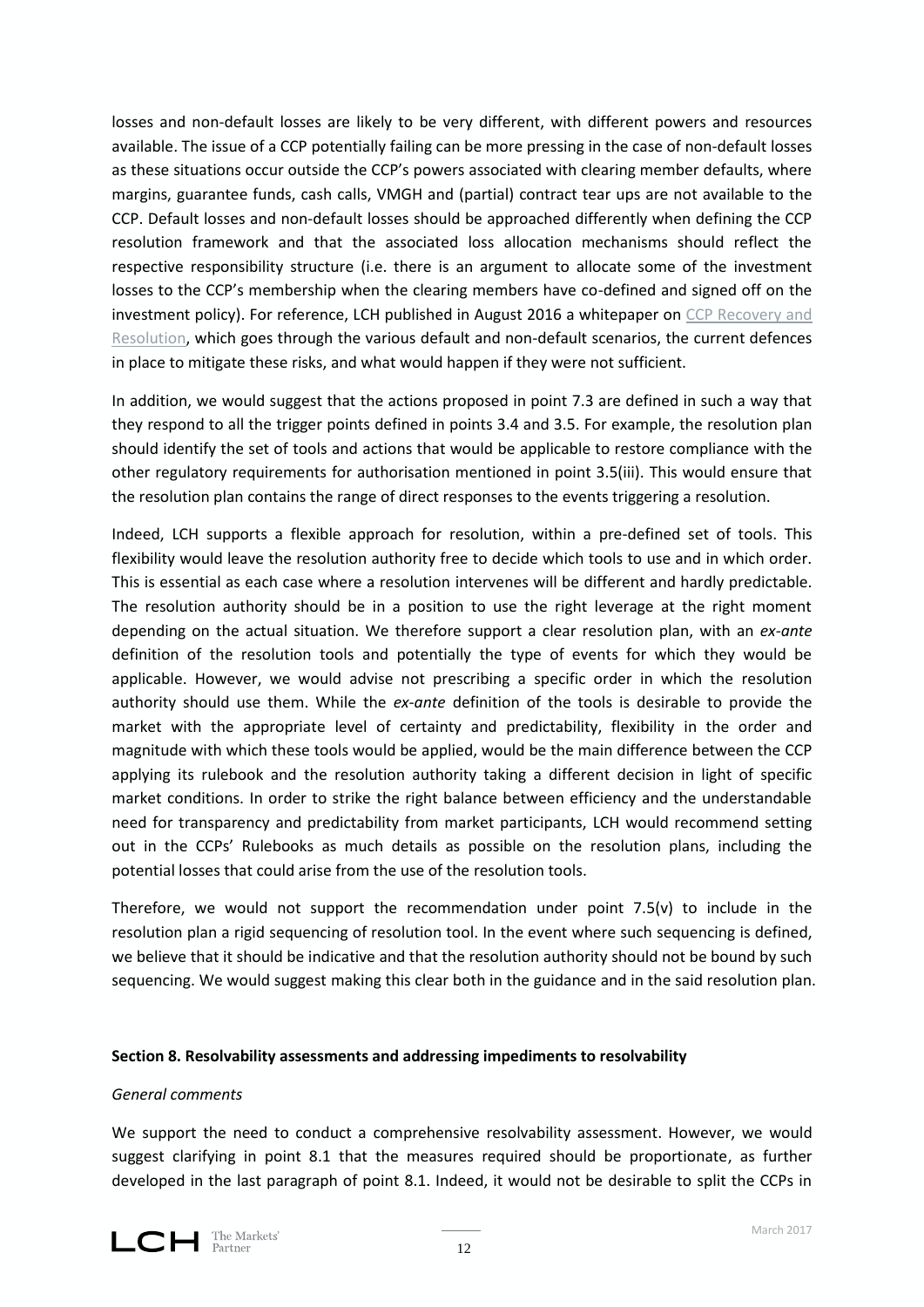losses and non-default losses are likely to be very different, with different powers and resources available. The issue of a CCP potentially failing can be more pressing in the case of non-default losses as these situations occur outside the CCP's powers associated with clearing member defaults, where margins, guarantee funds, cash calls, VMGH and (partial) contract tear ups are not available to the CCP. Default losses and non-default losses should be approached differently when defining the CCP resolution framework and that the associated loss allocation mechanisms should reflect the respective responsibility structure (i.e. there is an argument to allocate some of the investment losses to the CCP's membership when the clearing members have co-defined and signed off on the investment policy). For reference, LCH published in August 2016 a whitepaper on CCP Recovery and Resolution, which goes through the various default and non-default scenarios, the current defences in place to mitigate these risks, and what would happen if they were not sufficient.

In addition, we would suggest that the actions proposed in point 7.3 are defined in such a way that they respond to all the trigger points defined in points 3.4 and 3.5. For example, the resolution plan should identify the set of tools and actions that would be applicable to restore compliance with the other regulatory requirements for authorisation mentioned in point 3.5(iii). This would ensure that the resolution plan contains the range of direct responses to the events triggering a resolution.

Indeed, LCH supports a flexible approach for resolution, within a pre-defined set of tools. This flexibility would leave the resolution authority free to decide which tools to use and in which order. This is essential as each case where a resolution intervenes will be different and hardly predictable. The resolution authority should be in a position to use the right leverage at the right moment depending on the actual situation. We therefore support a clear resolution plan, with an *ex-ante* definition of the resolution tools and potentially the type of events for which they would be applicable. However, we would advise not prescribing a specific order in which the resolution authority should use them. While the *ex-ante* definition of the tools is desirable to provide the market with the appropriate level of certainty and predictability, flexibility in the order and magnitude with which these tools would be applied, would be the main difference between the CCP applying its rulebook and the resolution authority taking a different decision in light of specific market conditions. In order to strike the right balance between efficiency and the understandable need for transparency and predictability from market participants, LCH would recommend setting out in the CCPs' Rulebooks as much details as possible on the resolution plans, including the potential losses that could arise from the use of the resolution tools.

Therefore, we would not support the recommendation under point 7.5(v) to include in the resolution plan a rigid sequencing of resolution tool. In the event where such sequencing is defined, we believe that it should be indicative and that the resolution authority should not be bound by such sequencing. We would suggest making this clear both in the guidance and in the said resolution plan.

**Section 8. Resolvability assessments and addressing impediments to resolvability**

*General comments*

We support the need to conduct a comprehensive resolvability assessment. However, we would suggest clarifying in point 8.1 that the measures required should be proportionate, as further developed in the last paragraph of point 8.1. Indeed, it would not be desirable to split the CCPs in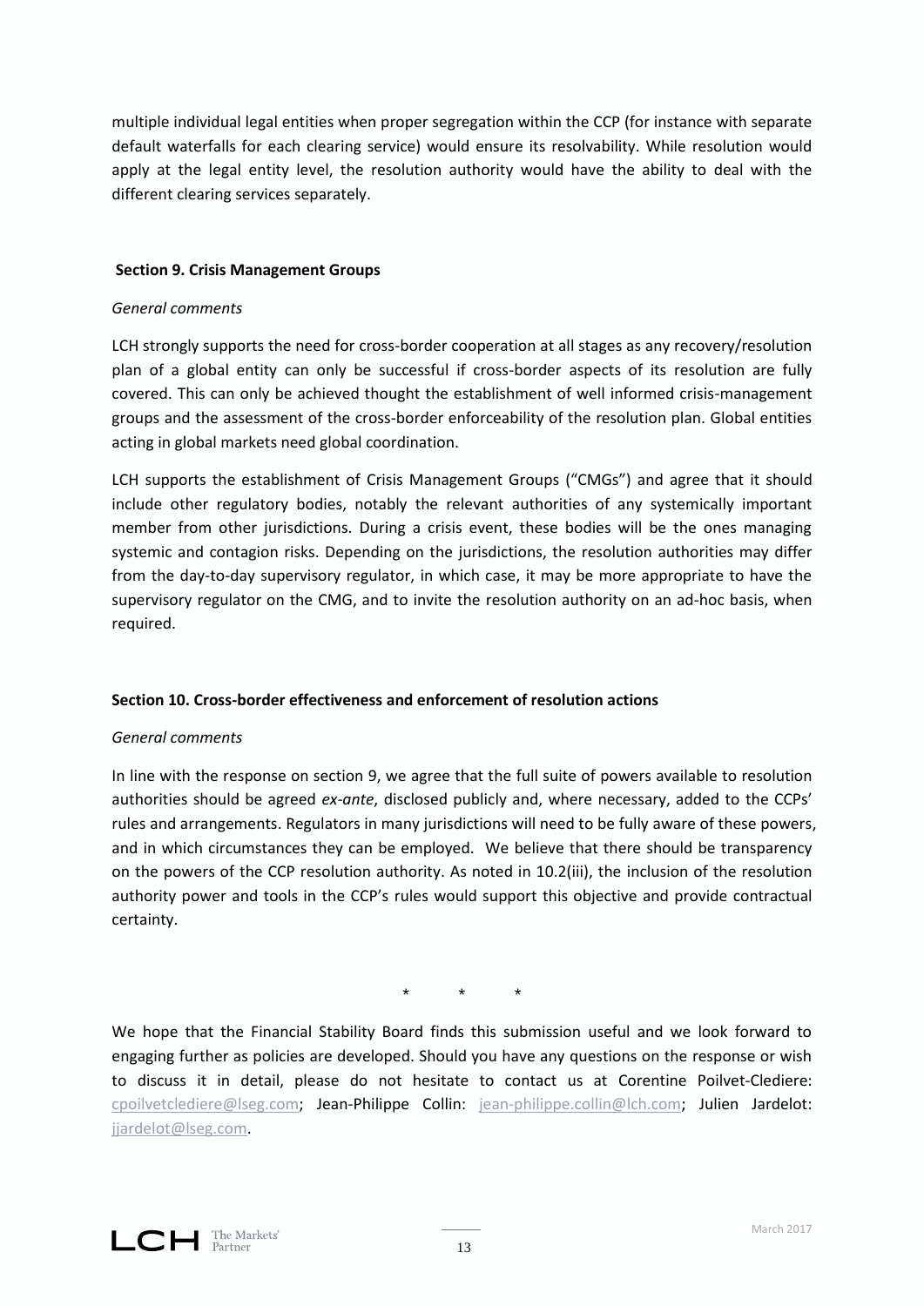multiple individual legal entities when proper segregation within the CCP (for instance with separate default waterfalls for each clearing service) would ensure its resolvability. While resolution would apply at the legal entity level, the resolution authority would have the ability to deal with the different clearing services separately.

## Section 9. Crisis Management Groups

*General comments*

LCH strongly supports the need for cross-border cooperation at all stages as any recovery/resolution plan of a global entity can only be successful if cross-border aspects of its resolution are fully covered. This can only be achieved thought the establishment of well informed crisis-management groups and the assessment of the cross-border enforceability of the resolution plan. Global entities acting in global markets need global coordination.

LCH supports the establishment of Crisis Management Groups ("CMGs") and agree that it should include other regulatory bodies, notably the relevant authorities of any systemically important member from other jurisdictions. During a crisis event, these bodies will be the ones managing systemic and contagion risks. Depending on the jurisdictions, the resolution authorities may differ from the day-to-day supervisory regulator, in which case, it may be more appropriate to have the supervisory regulator on the CMG, and to invite the resolution authority on an ad-hoc basis, when required.

## Section 10. Cross-border effectiveness and enforcement of resolution actions

*General comments*

In line with the response on section 9, we agree that the full suite of powers available to resolution authorities should be agreed *ex-ante*, disclosed publicly and, where necessary, added to the CCPs' rules and arrangements. Regulators in many jurisdictions will need to be fully aware of these powers, and in which circumstances they can be employed. We believe that there should be transparency on the powers of the CCP resolution authority. As noted in 10.2(iii), the inclusion of the resolution authority power and tools in the CCP's rules would support this objective and provide contractual certainty.

\* \* \*

We hope that the Financial Stability Board finds this submission useful and we look forward to engaging further as policies are developed. Should you have any questions on the response or wish to discuss it in detail, please do not hesitate to contact us at Corentine Poilvet-Clediere: cpoilvetclediere@lseg.com; Jean-Philippe Collin: jean-philippe.collin@lch.com; Julien Jardelot: jjardelot@lseg.com.